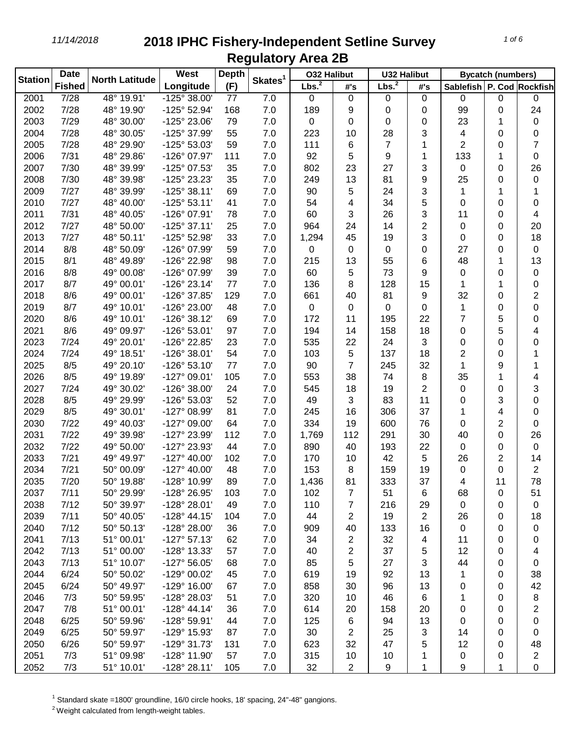# 2018 IPHC Fishery-Independent Setline Survey
## Regulatory Area 2B

| Station | Date Fished | North Latitude | West Longitude | Depth (F) | Skates[1] | O32 Halibut | | U32 Halibut | | Bycatch (numbers) | | |
|---|---|---|---|---|---|---|---|---|---|---|---|---|
| | | | | | | Lbs.[2] | #'s | Lbs.[2] | #'s | Sablefish | P. Cod | Rockfish |
| 2001 | 7/28 | 48° 19.91' | -125° 38.00' | 77 | 7.0 | 0 | 0 | 0 | 0 | 0 | 0 | 0 |
| 2002 | 7/28 | 48° 19.90' | -125° 52.94' | 168 | 7.0 | 189 | 9 | 0 | 0 | 99 | 0 | 24 |
| 2003 | 7/29 | 48° 30.00' | -125° 23.06' | 79 | 7.0 | 0 | 0 | 0 | 0 | 23 | 1 | 0 |
| 2004 | 7/28 | 48° 30.05' | -125° 37.99' | 55 | 7.0 | 223 | 10 | 28 | 3 | 4 | 0 | 0 |
| 2005 | 7/28 | 48° 29.90' | -125° 53.03' | 59 | 7.0 | 111 | 6 | 7 | 1 | 2 | 0 | 7 |
| 2006 | 7/31 | 48° 29.86' | -126° 07.97' | 111 | 7.0 | 92 | 5 | 9 | 1 | 133 | 1 | 0 |
| 2007 | 7/30 | 48° 39.99' | -125° 07.53' | 35 | 7.0 | 802 | 23 | 27 | 3 | 0 | 0 | 26 |
| 2008 | 7/30 | 48° 39.98' | -125° 23.23' | 35 | 7.0 | 249 | 13 | 81 | 9 | 25 | 0 | 0 |
| 2009 | 7/27 | 48° 39.99' | -125° 38.11' | 69 | 7.0 | 90 | 5 | 24 | 3 | 1 | 1 | 1 |
| 2010 | 7/27 | 48° 40.00' | -125° 53.11' | 41 | 7.0 | 54 | 4 | 34 | 5 | 0 | 0 | 0 |
| 2011 | 7/31 | 48° 40.05' | -126° 07.91' | 78 | 7.0 | 60 | 3 | 26 | 3 | 11 | 0 | 4 |
| 2012 | 7/27 | 48° 50.00' | -125° 37.11' | 25 | 7.0 | 964 | 24 | 14 | 2 | 0 | 0 | 20 |
| 2013 | 7/27 | 48° 50.11' | -125° 52.98' | 33 | 7.0 | 1,294 | 45 | 19 | 3 | 0 | 0 | 18 |
| 2014 | 8/8 | 48° 50.09' | -126° 07.99' | 59 | 7.0 | 0 | 0 | 0 | 0 | 27 | 0 | 0 |
| 2015 | 8/1 | 48° 49.89' | -126° 22.98' | 98 | 7.0 | 215 | 13 | 55 | 6 | 48 | 1 | 13 |
| 2016 | 8/8 | 49° 00.08' | -126° 07.99' | 39 | 7.0 | 60 | 5 | 73 | 9 | 0 | 0 | 0 |
| 2017 | 8/7 | 49° 00.01' | -126° 23.14' | 77 | 7.0 | 136 | 8 | 128 | 15 | 1 | 1 | 0 |
| 2018 | 8/6 | 49° 00.01' | -126° 37.85' | 129 | 7.0 | 661 | 40 | 81 | 9 | 32 | 0 | 2 |
| 2019 | 8/7 | 49° 10.01' | -126° 23.00' | 48 | 7.0 | 0 | 0 | 0 | 0 | 1 | 0 | 0 |
| 2020 | 8/6 | 49° 10.01' | -126° 38.12' | 69 | 7.0 | 172 | 11 | 195 | 22 | 7 | 5 | 0 |
| 2021 | 8/6 | 49° 09.97' | -126° 53.01' | 97 | 7.0 | 194 | 14 | 158 | 18 | 0 | 5 | 4 |
| 2023 | 7/24 | 49° 20.01' | -126° 22.85' | 23 | 7.0 | 535 | 22 | 24 | 3 | 0 | 0 | 0 |
| 2024 | 7/24 | 49° 18.51' | -126° 38.01' | 54 | 7.0 | 103 | 5 | 137 | 18 | 2 | 0 | 1 |
| 2025 | 8/5 | 49° 20.10' | -126° 53.10' | 77 | 7.0 | 90 | 7 | 245 | 32 | 1 | 9 | 1 |
| 2026 | 8/5 | 49° 19.89' | -127° 09.01' | 105 | 7.0 | 553 | 38 | 74 | 8 | 35 | 1 | 4 |
| 2027 | 7/24 | 49° 30.02' | -126° 38.00' | 24 | 7.0 | 545 | 18 | 19 | 2 | 0 | 0 | 3 |
| 2028 | 8/5 | 49° 29.99' | -126° 53.03' | 52 | 7.0 | 49 | 3 | 83 | 11 | 0 | 3 | 0 |
| 2029 | 8/5 | 49° 30.01' | -127° 08.99' | 81 | 7.0 | 245 | 16 | 306 | 37 | 1 | 4 | 0 |
| 2030 | 7/22 | 49° 40.03' | -127° 09.00' | 64 | 7.0 | 334 | 19 | 600 | 76 | 0 | 2 | 0 |
| 2031 | 7/22 | 49° 39.98' | -127° 23.99' | 112 | 7.0 | 1,769 | 112 | 291 | 30 | 40 | 0 | 26 |
| 2032 | 7/22 | 49° 50.00' | -127° 23.93' | 44 | 7.0 | 890 | 40 | 193 | 22 | 0 | 0 | 0 |
| 2033 | 7/21 | 49° 49.97' | -127° 40.00' | 102 | 7.0 | 170 | 10 | 42 | 5 | 26 | 2 | 14 |
| 2034 | 7/21 | 50° 00.09' | -127° 40.00' | 48 | 7.0 | 153 | 8 | 159 | 19 | 0 | 0 | 2 |
| 2035 | 7/20 | 50° 19.88' | -128° 10.99' | 89 | 7.0 | 1,436 | 81 | 333 | 37 | 4 | 11 | 78 |
| 2037 | 7/11 | 50° 29.99' | -128° 26.95' | 103 | 7.0 | 102 | 7 | 51 | 6 | 68 | 0 | 51 |
| 2038 | 7/12 | 50° 39.97' | -128° 28.01' | 49 | 7.0 | 110 | 7 | 216 | 29 | 0 | 0 | 0 |
| 2039 | 7/11 | 50° 40.05' | -128° 44.15' | 104 | 7.0 | 44 | 2 | 19 | 2 | 26 | 0 | 18 |
| 2040 | 7/12 | 50° 50.13' | -128° 28.00' | 36 | 7.0 | 909 | 40 | 133 | 16 | 0 | 0 | 0 |
| 2041 | 7/13 | 51° 00.01' | -127° 57.13' | 62 | 7.0 | 34 | 2 | 32 | 4 | 11 | 0 | 0 |
| 2042 | 7/13 | 51° 00.00' | -128° 13.33' | 57 | 7.0 | 40 | 2 | 37 | 5 | 12 | 0 | 4 |
| 2043 | 7/13 | 51° 10.07' | -127° 56.05' | 68 | 7.0 | 85 | 5 | 27 | 3 | 44 | 0 | 0 |
| 2044 | 6/24 | 50° 50.02' | -129° 00.02' | 45 | 7.0 | 619 | 19 | 92 | 13 | 1 | 0 | 38 |
| 2045 | 6/24 | 50° 49.97' | -129° 16.00' | 67 | 7.0 | 858 | 30 | 96 | 13 | 0 | 0 | 42 |
| 2046 | 7/3 | 50° 59.95' | -128° 28.03' | 51 | 7.0 | 320 | 10 | 46 | 6 | 1 | 0 | 8 |
| 2047 | 7/8 | 51° 00.01' | -128° 44.14' | 36 | 7.0 | 614 | 20 | 158 | 20 | 0 | 0 | 2 |
| 2048 | 6/25 | 50° 59.96' | -128° 59.91' | 44 | 7.0 | 125 | 6 | 94 | 13 | 0 | 0 | 0 |
| 2049 | 6/25 | 50° 59.97' | -129° 15.93' | 87 | 7.0 | 30 | 2 | 25 | 3 | 14 | 0 | 0 |
| 2050 | 6/26 | 50° 59.97' | -129° 31.73' | 131 | 7.0 | 623 | 32 | 47 | 5 | 12 | 0 | 48 |
| 2051 | 7/3 | 51° 09.98' | -128° 11.90' | 57 | 7.0 | 315 | 10 | 10 | 1 | 0 | 0 | 2 |
| 2052 | 7/3 | 51° 10.01' | -128° 28.11' | 105 | 7.0 | 32 | 2 | 9 | 1 | 9 | 1 | 0 |

[1] Standard skate =1800' groundline, 16/0 circle hooks, 18' spacing, 24"-48" gangions.

[2] Weight calculated from length-weight tables.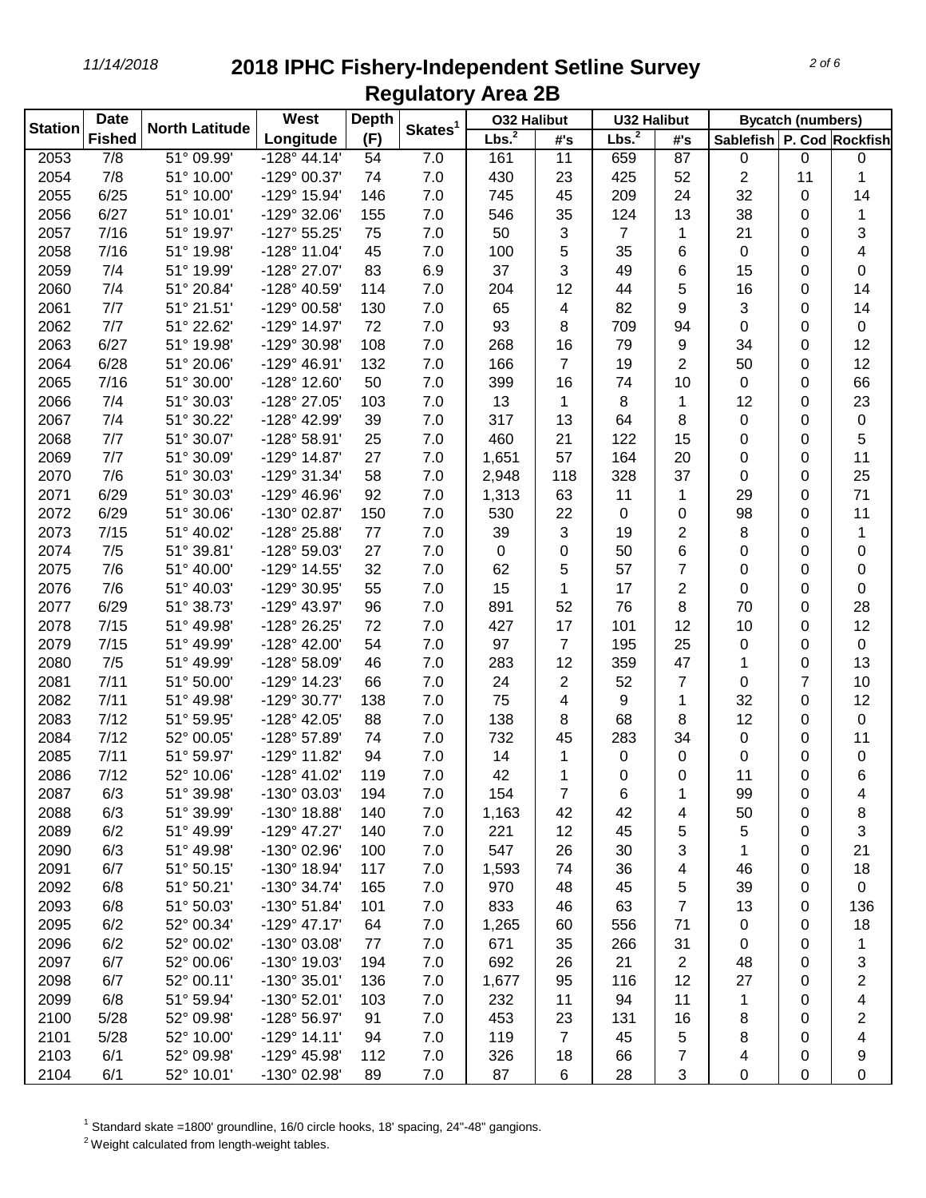# 2018 IPHC Fishery-Independent Setline Survey Regulatory Area 2B

| Station | Date Fished | North Latitude | West Longitude | Depth (F) | Skates[1] | O32 Halibut | | U32 Halibut | | Bycatch (numbers) | | |
|---|---|---|---|---|---|---|---|---|---|---|---|---|
| | | | | | | Lbs.[2] | #'s | Lbs.[2] | #'s | Sablefish | P. Cod | Rockfish |
| 2053 | 7/8 | 51° 09.99' | -128° 44.14' | 54 | 7.0 | 161 | 11 | 659 | 87 | 0 | 0 | 0 |
| 2054 | 7/8 | 51° 10.00' | -129° 00.37' | 74 | 7.0 | 430 | 23 | 425 | 52 | 2 | 11 | 1 |
| 2055 | 6/25 | 51° 10.00' | -129° 15.94' | 146 | 7.0 | 745 | 45 | 209 | 24 | 32 | 0 | 14 |
| 2056 | 6/27 | 51° 10.01' | -129° 32.06' | 155 | 7.0 | 546 | 35 | 124 | 13 | 38 | 0 | 1 |
| 2057 | 7/16 | 51° 19.97' | -127° 55.25' | 75 | 7.0 | 50 | 3 | 7 | 1 | 21 | 0 | 3 |
| 2058 | 7/16 | 51° 19.98' | -128° 11.04' | 45 | 7.0 | 100 | 5 | 35 | 6 | 0 | 0 | 4 |
| 2059 | 7/4 | 51° 19.99' | -128° 27.07' | 83 | 6.9 | 37 | 3 | 49 | 6 | 15 | 0 | 0 |
| 2060 | 7/4 | 51° 20.84' | -128° 40.59' | 114 | 7.0 | 204 | 12 | 44 | 5 | 16 | 0 | 14 |
| 2061 | 7/7 | 51° 21.51' | -129° 00.58' | 130 | 7.0 | 65 | 4 | 82 | 9 | 3 | 0 | 14 |
| 2062 | 7/7 | 51° 22.62' | -129° 14.97' | 72 | 7.0 | 93 | 8 | 709 | 94 | 0 | 0 | 0 |
| 2063 | 6/27 | 51° 19.98' | -129° 30.98' | 108 | 7.0 | 268 | 16 | 79 | 9 | 34 | 0 | 12 |
| 2064 | 6/28 | 51° 20.06' | -129° 46.91' | 132 | 7.0 | 166 | 7 | 19 | 2 | 50 | 0 | 12 |
| 2065 | 7/16 | 51° 30.00' | -128° 12.60' | 50 | 7.0 | 399 | 16 | 74 | 10 | 0 | 0 | 66 |
| 2066 | 7/4 | 51° 30.03' | -128° 27.05' | 103 | 7.0 | 13 | 1 | 8 | 1 | 12 | 0 | 23 |
| 2067 | 7/4 | 51° 30.22' | -128° 42.99' | 39 | 7.0 | 317 | 13 | 64 | 8 | 0 | 0 | 0 |
| 2068 | 7/7 | 51° 30.07' | -128° 58.91' | 25 | 7.0 | 460 | 21 | 122 | 15 | 0 | 0 | 5 |
| 2069 | 7/7 | 51° 30.09' | -129° 14.87' | 27 | 7.0 | 1,651 | 57 | 164 | 20 | 0 | 0 | 11 |
| 2070 | 7/6 | 51° 30.03' | -129° 31.34' | 58 | 7.0 | 2,948 | 118 | 328 | 37 | 0 | 0 | 25 |
| 2071 | 6/29 | 51° 30.03' | -129° 46.96' | 92 | 7.0 | 1,313 | 63 | 11 | 1 | 29 | 0 | 71 |
| 2072 | 6/29 | 51° 30.06' | -130° 02.87' | 150 | 7.0 | 530 | 22 | 0 | 0 | 98 | 0 | 11 |
| 2073 | 7/15 | 51° 40.02' | -128° 25.88' | 77 | 7.0 | 39 | 3 | 19 | 2 | 8 | 0 | 1 |
| 2074 | 7/5 | 51° 39.81' | -128° 59.03' | 27 | 7.0 | 0 | 0 | 50 | 6 | 0 | 0 | 0 |
| 2075 | 7/6 | 51° 40.00' | -129° 14.55' | 32 | 7.0 | 62 | 5 | 57 | 7 | 0 | 0 | 0 |
| 2076 | 7/6 | 51° 40.03' | -129° 30.95' | 55 | 7.0 | 15 | 1 | 17 | 2 | 0 | 0 | 0 |
| 2077 | 6/29 | 51° 38.73' | -129° 43.97' | 96 | 7.0 | 891 | 52 | 76 | 8 | 70 | 0 | 28 |
| 2078 | 7/15 | 51° 49.98' | -128° 26.25' | 72 | 7.0 | 427 | 17 | 101 | 12 | 10 | 0 | 12 |
| 2079 | 7/15 | 51° 49.99' | -128° 42.00' | 54 | 7.0 | 97 | 7 | 195 | 25 | 0 | 0 | 0 |
| 2080 | 7/5 | 51° 49.99' | -128° 58.09' | 46 | 7.0 | 283 | 12 | 359 | 47 | 1 | 0 | 13 |
| 2081 | 7/11 | 51° 50.00' | -129° 14.23' | 66 | 7.0 | 24 | 2 | 52 | 7 | 0 | 7 | 10 |
| 2082 | 7/11 | 51° 49.98' | -129° 30.77' | 138 | 7.0 | 75 | 4 | 9 | 1 | 32 | 0 | 12 |
| 2083 | 7/12 | 51° 59.95' | -128° 42.05' | 88 | 7.0 | 138 | 8 | 68 | 8 | 12 | 0 | 0 |
| 2084 | 7/12 | 52° 00.05' | -128° 57.89' | 74 | 7.0 | 732 | 45 | 283 | 34 | 0 | 0 | 11 |
| 2085 | 7/11 | 51° 59.97' | -129° 11.82' | 94 | 7.0 | 14 | 1 | 0 | 0 | 0 | 0 | 0 |
| 2086 | 7/12 | 52° 10.06' | -128° 41.02' | 119 | 7.0 | 42 | 1 | 0 | 0 | 11 | 0 | 6 |
| 2087 | 6/3 | 51° 39.98' | -130° 03.03' | 194 | 7.0 | 154 | 7 | 6 | 1 | 99 | 0 | 4 |
| 2088 | 6/3 | 51° 39.99' | -130° 18.88' | 140 | 7.0 | 1,163 | 42 | 42 | 4 | 50 | 0 | 8 |
| 2089 | 6/2 | 51° 49.99' | -129° 47.27' | 140 | 7.0 | 221 | 12 | 45 | 5 | 5 | 0 | 3 |
| 2090 | 6/3 | 51° 49.98' | -130° 02.96' | 100 | 7.0 | 547 | 26 | 30 | 3 | 1 | 0 | 21 |
| 2091 | 6/7 | 51° 50.15' | -130° 18.94' | 117 | 7.0 | 1,593 | 74 | 36 | 4 | 46 | 0 | 18 |
| 2092 | 6/8 | 51° 50.21' | -130° 34.74' | 165 | 7.0 | 970 | 48 | 45 | 5 | 39 | 0 | 0 |
| 2093 | 6/8 | 51° 50.03' | -130° 51.84' | 101 | 7.0 | 833 | 46 | 63 | 7 | 13 | 0 | 136 |
| 2095 | 6/2 | 52° 00.34' | -129° 47.17' | 64 | 7.0 | 1,265 | 60 | 556 | 71 | 0 | 0 | 18 |
| 2096 | 6/2 | 52° 00.02' | -130° 03.08' | 77 | 7.0 | 671 | 35 | 266 | 31 | 0 | 0 | 1 |
| 2097 | 6/7 | 52° 00.06' | -130° 19.03' | 194 | 7.0 | 692 | 26 | 21 | 2 | 48 | 0 | 3 |
| 2098 | 6/7 | 52° 00.11' | -130° 35.01' | 136 | 7.0 | 1,677 | 95 | 116 | 12 | 27 | 0 | 2 |
| 2099 | 6/8 | 51° 59.94' | -130° 52.01' | 103 | 7.0 | 232 | 11 | 94 | 11 | 1 | 0 | 4 |
| 2100 | 5/28 | 52° 09.98' | -128° 56.97' | 91 | 7.0 | 453 | 23 | 131 | 16 | 8 | 0 | 2 |
| 2101 | 5/28 | 52° 10.00' | -129° 14.11' | 94 | 7.0 | 119 | 7 | 45 | 5 | 8 | 0 | 4 |
| 2103 | 6/1 | 52° 09.98' | -129° 45.98' | 112 | 7.0 | 326 | 18 | 66 | 7 | 4 | 0 | 9 |
| 2104 | 6/1 | 52° 10.01' | -130° 02.98' | 89 | 7.0 | 87 | 6 | 28 | 3 | 0 | 0 | 0 |

[1] Standard skate =1800' groundline, 16/0 circle hooks, 18' spacing, 24"-48" gangions.

[2] Weight calculated from length-weight tables.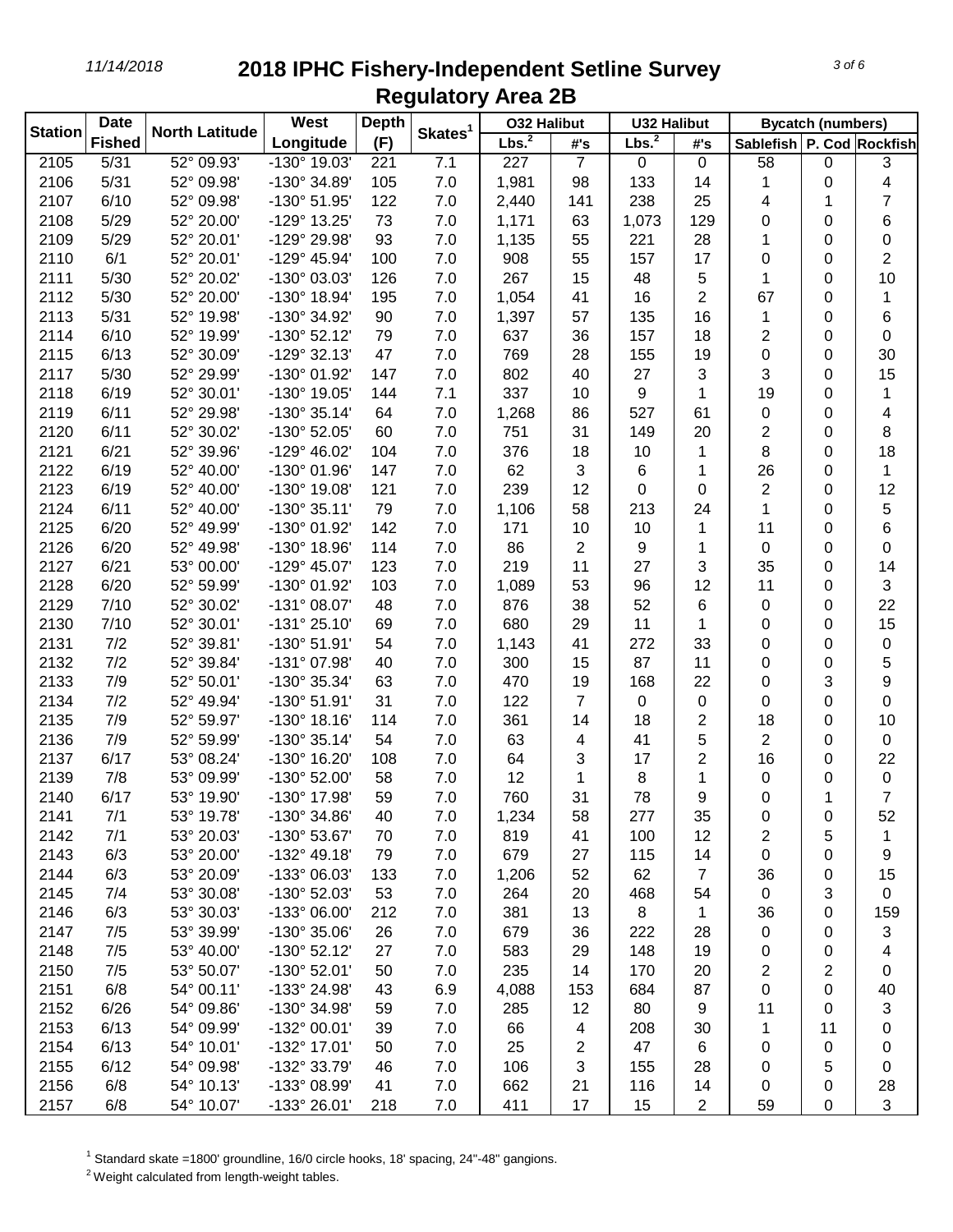# 2018 IPHC Fishery-Independent Setline Survey
## Regulatory Area 2B

| Station | Date Fished | North Latitude | West Longitude | Depth (F) | Skates[1] | O32 Halibut | | U32 Halibut | | Bycatch (numbers) | | |
|---|---|---|---|---|---|---|---|---|---|---|---|---|
| | | | | | | Lbs.[2] | #'s | Lbs.[2] | #'s | Sablefish | P. Cod | Rockfish |
| 2105 | 5/31 | 52° 09.93' | -130° 19.03' | 221 | 7.1 | 227 | 7 | 0 | 0 | 58 | 0 | 3 |
| 2106 | 5/31 | 52° 09.98' | -130° 34.89' | 105 | 7.0 | 1,981 | 98 | 133 | 14 | 1 | 0 | 4 |
| 2107 | 6/10 | 52° 09.98' | -130° 51.95' | 122 | 7.0 | 2,440 | 141 | 238 | 25 | 4 | 1 | 7 |
| 2108 | 5/29 | 52° 20.00' | -129° 13.25' | 73 | 7.0 | 1,171 | 63 | 1,073 | 129 | 0 | 0 | 6 |
| 2109 | 5/29 | 52° 20.01' | -129° 29.98' | 93 | 7.0 | 1,135 | 55 | 221 | 28 | 1 | 0 | 0 |
| 2110 | 6/1 | 52° 20.01' | -129° 45.94' | 100 | 7.0 | 908 | 55 | 157 | 17 | 0 | 0 | 2 |
| 2111 | 5/30 | 52° 20.02' | -130° 03.03' | 126 | 7.0 | 267 | 15 | 48 | 5 | 1 | 0 | 10 |
| 2112 | 5/30 | 52° 20.00' | -130° 18.94' | 195 | 7.0 | 1,054 | 41 | 16 | 2 | 67 | 0 | 1 |
| 2113 | 5/31 | 52° 19.98' | -130° 34.92' | 90 | 7.0 | 1,397 | 57 | 135 | 16 | 1 | 0 | 6 |
| 2114 | 6/10 | 52° 19.99' | -130° 52.12' | 79 | 7.0 | 637 | 36 | 157 | 18 | 2 | 0 | 0 |
| 2115 | 6/13 | 52° 30.09' | -129° 32.13' | 47 | 7.0 | 769 | 28 | 155 | 19 | 0 | 0 | 30 |
| 2117 | 5/30 | 52° 29.99' | -130° 01.92' | 147 | 7.0 | 802 | 40 | 27 | 3 | 3 | 0 | 15 |
| 2118 | 6/19 | 52° 30.01' | -130° 19.05' | 144 | 7.1 | 337 | 10 | 9 | 1 | 19 | 0 | 1 |
| 2119 | 6/11 | 52° 29.98' | -130° 35.14' | 64 | 7.0 | 1,268 | 86 | 527 | 61 | 0 | 0 | 4 |
| 2120 | 6/11 | 52° 30.02' | -130° 52.05' | 60 | 7.0 | 751 | 31 | 149 | 20 | 2 | 0 | 8 |
| 2121 | 6/21 | 52° 39.96' | -129° 46.02' | 104 | 7.0 | 376 | 18 | 10 | 1 | 8 | 0 | 18 |
| 2122 | 6/19 | 52° 40.00' | -130° 01.96' | 147 | 7.0 | 62 | 3 | 6 | 1 | 26 | 0 | 1 |
| 2123 | 6/19 | 52° 40.00' | -130° 19.08' | 121 | 7.0 | 239 | 12 | 0 | 0 | 2 | 0 | 12 |
| 2124 | 6/11 | 52° 40.00' | -130° 35.11' | 79 | 7.0 | 1,106 | 58 | 213 | 24 | 1 | 0 | 5 |
| 2125 | 6/20 | 52° 49.99' | -130° 01.92' | 142 | 7.0 | 171 | 10 | 10 | 1 | 11 | 0 | 6 |
| 2126 | 6/20 | 52° 49.98' | -130° 18.96' | 114 | 7.0 | 86 | 2 | 9 | 1 | 0 | 0 | 0 |
| 2127 | 6/21 | 53° 00.00' | -129° 45.07' | 123 | 7.0 | 219 | 11 | 27 | 3 | 35 | 0 | 14 |
| 2128 | 6/20 | 52° 59.99' | -130° 01.92' | 103 | 7.0 | 1,089 | 53 | 96 | 12 | 11 | 0 | 3 |
| 2129 | 7/10 | 52° 30.02' | -131° 08.07' | 48 | 7.0 | 876 | 38 | 52 | 6 | 0 | 0 | 22 |
| 2130 | 7/10 | 52° 30.01' | -131° 25.10' | 69 | 7.0 | 680 | 29 | 11 | 1 | 0 | 0 | 15 |
| 2131 | 7/2 | 52° 39.81' | -130° 51.91' | 54 | 7.0 | 1,143 | 41 | 272 | 33 | 0 | 0 | 0 |
| 2132 | 7/2 | 52° 39.84' | -131° 07.98' | 40 | 7.0 | 300 | 15 | 87 | 11 | 0 | 0 | 5 |
| 2133 | 7/9 | 52° 50.01' | -130° 35.34' | 63 | 7.0 | 470 | 19 | 168 | 22 | 0 | 3 | 9 |
| 2134 | 7/2 | 52° 49.94' | -130° 51.91' | 31 | 7.0 | 122 | 7 | 0 | 0 | 0 | 0 | 0 |
| 2135 | 7/9 | 52° 59.97' | -130° 18.16' | 114 | 7.0 | 361 | 14 | 18 | 2 | 18 | 0 | 10 |
| 2136 | 7/9 | 52° 59.99' | -130° 35.14' | 54 | 7.0 | 63 | 4 | 41 | 5 | 2 | 0 | 0 |
| 2137 | 6/17 | 53° 08.24' | -130° 16.20' | 108 | 7.0 | 64 | 3 | 17 | 2 | 16 | 0 | 22 |
| 2139 | 7/8 | 53° 09.99' | -130° 52.00' | 58 | 7.0 | 12 | 1 | 8 | 1 | 0 | 0 | 0 |
| 2140 | 6/17 | 53° 19.90' | -130° 17.98' | 59 | 7.0 | 760 | 31 | 78 | 9 | 0 | 1 | 7 |
| 2141 | 7/1 | 53° 19.78' | -130° 34.86' | 40 | 7.0 | 1,234 | 58 | 277 | 35 | 0 | 0 | 52 |
| 2142 | 7/1 | 53° 20.03' | -130° 53.67' | 70 | 7.0 | 819 | 41 | 100 | 12 | 2 | 5 | 1 |
| 2143 | 6/3 | 53° 20.00' | -132° 49.18' | 79 | 7.0 | 679 | 27 | 115 | 14 | 0 | 0 | 9 |
| 2144 | 6/3 | 53° 20.09' | -133° 06.03' | 133 | 7.0 | 1,206 | 52 | 62 | 7 | 36 | 0 | 15 |
| 2145 | 7/4 | 53° 30.08' | -130° 52.03' | 53 | 7.0 | 264 | 20 | 468 | 54 | 0 | 3 | 0 |
| 2146 | 6/3 | 53° 30.03' | -133° 06.00' | 212 | 7.0 | 381 | 13 | 8 | 1 | 36 | 0 | 159 |
| 2147 | 7/5 | 53° 39.99' | -130° 35.06' | 26 | 7.0 | 679 | 36 | 222 | 28 | 0 | 0 | 3 |
| 2148 | 7/5 | 53° 40.00' | -130° 52.12' | 27 | 7.0 | 583 | 29 | 148 | 19 | 0 | 0 | 4 |
| 2150 | 7/5 | 53° 50.07' | -130° 52.01' | 50 | 7.0 | 235 | 14 | 170 | 20 | 2 | 2 | 0 |
| 2151 | 6/8 | 54° 00.11' | -133° 24.98' | 43 | 6.9 | 4,088 | 153 | 684 | 87 | 0 | 0 | 40 |
| 2152 | 6/26 | 54° 09.86' | -130° 34.98' | 59 | 7.0 | 285 | 12 | 80 | 9 | 11 | 0 | 3 |
| 2153 | 6/13 | 54° 09.99' | -132° 00.01' | 39 | 7.0 | 66 | 4 | 208 | 30 | 1 | 11 | 0 |
| 2154 | 6/13 | 54° 10.01' | -132° 17.01' | 50 | 7.0 | 25 | 2 | 47 | 6 | 0 | 0 | 0 |
| 2155 | 6/12 | 54° 09.98' | -132° 33.79' | 46 | 7.0 | 106 | 3 | 155 | 28 | 0 | 5 | 0 |
| 2156 | 6/8 | 54° 10.13' | -133° 08.99' | 41 | 7.0 | 662 | 21 | 116 | 14 | 0 | 0 | 28 |
| 2157 | 6/8 | 54° 10.07' | -133° 26.01' | 218 | 7.0 | 411 | 17 | 15 | 2 | 59 | 0 | 3 |

[1] Standard skate =1800' groundline, 16/0 circle hooks, 18' spacing, 24"-48" gangions.

[2] Weight calculated from length-weight tables.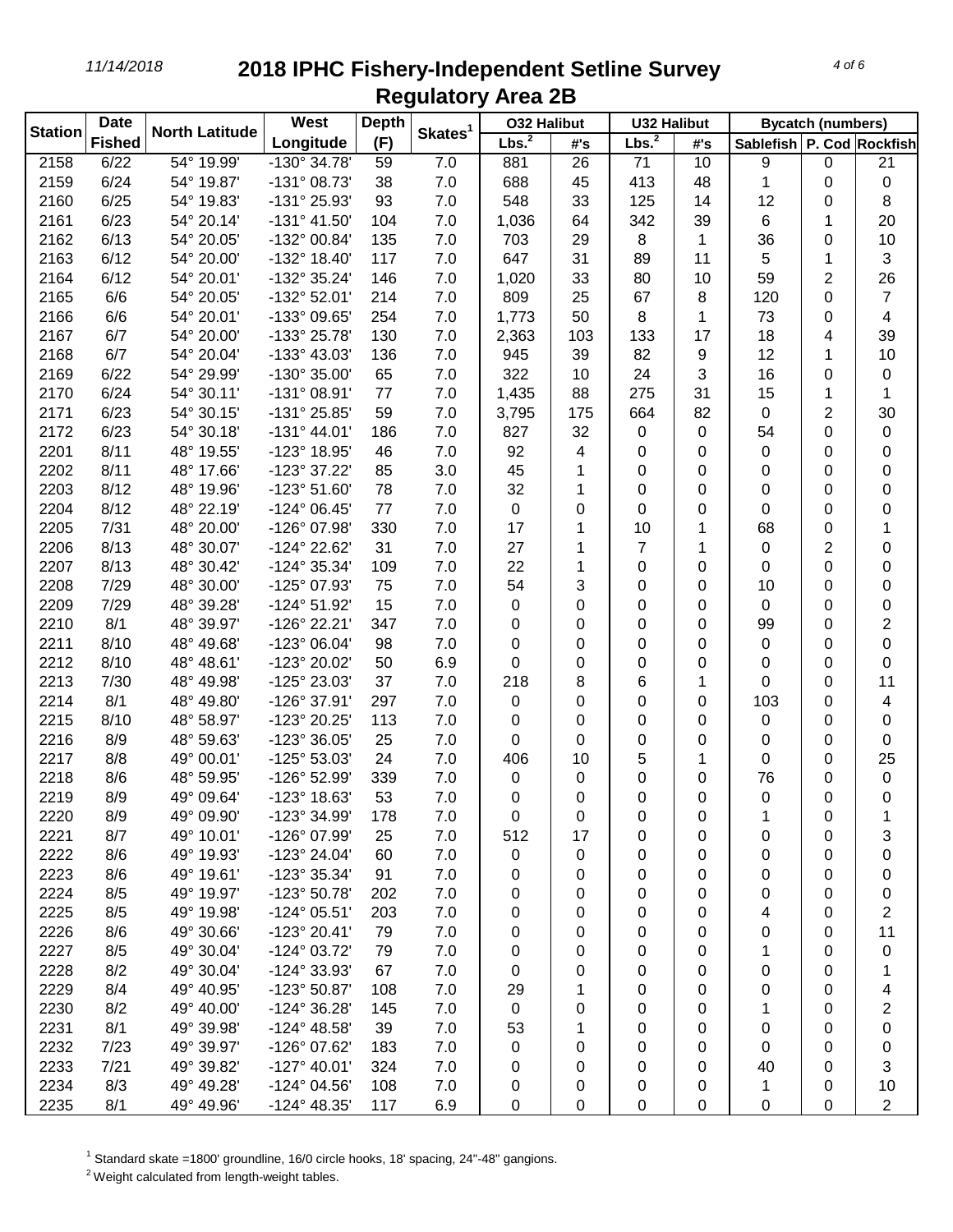# 2018 IPHC Fishery-Independent Setline Survey
## Regulatory Area 2B

| Station | Date Fished | North Latitude | West Longitude | Depth (F) | Skates[1] | O32 Halibut | | U32 Halibut | | Bycatch (numbers) | | |
|---|---|---|---|---|---|---|---|---|---|---|---|---|
| | | | | | | Lbs.[2] | #'s | Lbs.[2] | #'s | Sablefish | P. Cod | Rockfish |
| 2158 | 6/22 | 54° 19.99' | -130° 34.78' | 59 | 7.0 | 881 | 26 | 71 | 10 | 9 | 0 | 21 |
| 2159 | 6/24 | 54° 19.87' | -131° 08.73' | 38 | 7.0 | 688 | 45 | 413 | 48 | 1 | 0 | 0 |
| 2160 | 6/25 | 54° 19.83' | -131° 25.93' | 93 | 7.0 | 548 | 33 | 125 | 14 | 12 | 0 | 8 |
| 2161 | 6/23 | 54° 20.14' | -131° 41.50' | 104 | 7.0 | 1,036 | 64 | 342 | 39 | 6 | 1 | 20 |
| 2162 | 6/13 | 54° 20.05' | -132° 00.84' | 135 | 7.0 | 703 | 29 | 8 | 1 | 36 | 0 | 10 |
| 2163 | 6/12 | 54° 20.00' | -132° 18.40' | 117 | 7.0 | 647 | 31 | 89 | 11 | 5 | 1 | 3 |
| 2164 | 6/12 | 54° 20.01' | -132° 35.24' | 146 | 7.0 | 1,020 | 33 | 80 | 10 | 59 | 2 | 26 |
| 2165 | 6/6 | 54° 20.05' | -132° 52.01' | 214 | 7.0 | 809 | 25 | 67 | 8 | 120 | 0 | 7 |
| 2166 | 6/6 | 54° 20.01' | -133° 09.65' | 254 | 7.0 | 1,773 | 50 | 8 | 1 | 73 | 0 | 4 |
| 2167 | 6/7 | 54° 20.00' | -133° 25.78' | 130 | 7.0 | 2,363 | 103 | 133 | 17 | 18 | 4 | 39 |
| 2168 | 6/7 | 54° 20.04' | -133° 43.03' | 136 | 7.0 | 945 | 39 | 82 | 9 | 12 | 1 | 10 |
| 2169 | 6/22 | 54° 29.99' | -130° 35.00' | 65 | 7.0 | 322 | 10 | 24 | 3 | 16 | 0 | 0 |
| 2170 | 6/24 | 54° 30.11' | -131° 08.91' | 77 | 7.0 | 1,435 | 88 | 275 | 31 | 15 | 1 | 1 |
| 2171 | 6/23 | 54° 30.15' | -131° 25.85' | 59 | 7.0 | 3,795 | 175 | 664 | 82 | 0 | 2 | 30 |
| 2172 | 6/23 | 54° 30.18' | -131° 44.01' | 186 | 7.0 | 827 | 32 | 0 | 0 | 54 | 0 | 0 |
| 2201 | 8/11 | 48° 19.55' | -123° 18.95' | 46 | 7.0 | 92 | 4 | 0 | 0 | 0 | 0 | 0 |
| 2202 | 8/11 | 48° 17.66' | -123° 37.22' | 85 | 3.0 | 45 | 1 | 0 | 0 | 0 | 0 | 0 |
| 2203 | 8/12 | 48° 19.96' | -123° 51.60' | 78 | 7.0 | 32 | 1 | 0 | 0 | 0 | 0 | 0 |
| 2204 | 8/12 | 48° 22.19' | -124° 06.45' | 77 | 7.0 | 0 | 0 | 0 | 0 | 0 | 0 | 0 |
| 2205 | 7/31 | 48° 20.00' | -126° 07.98' | 330 | 7.0 | 17 | 1 | 10 | 1 | 68 | 0 | 1 |
| 2206 | 8/13 | 48° 30.07' | -124° 22.62' | 31 | 7.0 | 27 | 1 | 7 | 1 | 0 | 2 | 0 |
| 2207 | 8/13 | 48° 30.42' | -124° 35.34' | 109 | 7.0 | 22 | 1 | 0 | 0 | 0 | 0 | 0 |
| 2208 | 7/29 | 48° 30.00' | -125° 07.93' | 75 | 7.0 | 54 | 3 | 0 | 0 | 10 | 0 | 0 |
| 2209 | 7/29 | 48° 39.28' | -124° 51.92' | 15 | 7.0 | 0 | 0 | 0 | 0 | 0 | 0 | 0 |
| 2210 | 8/1 | 48° 39.97' | -126° 22.21' | 347 | 7.0 | 0 | 0 | 0 | 0 | 99 | 0 | 2 |
| 2211 | 8/10 | 48° 49.68' | -123° 06.04' | 98 | 7.0 | 0 | 0 | 0 | 0 | 0 | 0 | 0 |
| 2212 | 8/10 | 48° 48.61' | -123° 20.02' | 50 | 6.9 | 0 | 0 | 0 | 0 | 0 | 0 | 0 |
| 2213 | 7/30 | 48° 49.98' | -125° 23.03' | 37 | 7.0 | 218 | 8 | 6 | 1 | 0 | 0 | 11 |
| 2214 | 8/1 | 48° 49.80' | -126° 37.91' | 297 | 7.0 | 0 | 0 | 0 | 0 | 103 | 0 | 4 |
| 2215 | 8/10 | 48° 58.97' | -123° 20.25' | 113 | 7.0 | 0 | 0 | 0 | 0 | 0 | 0 | 0 |
| 2216 | 8/9 | 48° 59.63' | -123° 36.05' | 25 | 7.0 | 0 | 0 | 0 | 0 | 0 | 0 | 0 |
| 2217 | 8/8 | 49° 00.01' | -125° 53.03' | 24 | 7.0 | 406 | 10 | 5 | 1 | 0 | 0 | 25 |
| 2218 | 8/6 | 48° 59.95' | -126° 52.99' | 339 | 7.0 | 0 | 0 | 0 | 0 | 76 | 0 | 0 |
| 2219 | 8/9 | 49° 09.64' | -123° 18.63' | 53 | 7.0 | 0 | 0 | 0 | 0 | 0 | 0 | 0 |
| 2220 | 8/9 | 49° 09.90' | -123° 34.99' | 178 | 7.0 | 0 | 0 | 0 | 0 | 1 | 0 | 1 |
| 2221 | 8/7 | 49° 10.01' | -126° 07.99' | 25 | 7.0 | 512 | 17 | 0 | 0 | 0 | 0 | 3 |
| 2222 | 8/6 | 49° 19.93' | -123° 24.04' | 60 | 7.0 | 0 | 0 | 0 | 0 | 0 | 0 | 0 |
| 2223 | 8/6 | 49° 19.61' | -123° 35.34' | 91 | 7.0 | 0 | 0 | 0 | 0 | 0 | 0 | 0 |
| 2224 | 8/5 | 49° 19.97' | -123° 50.78' | 202 | 7.0 | 0 | 0 | 0 | 0 | 0 | 0 | 0 |
| 2225 | 8/5 | 49° 19.98' | -124° 05.51' | 203 | 7.0 | 0 | 0 | 0 | 0 | 4 | 0 | 2 |
| 2226 | 8/6 | 49° 30.66' | -123° 20.41' | 79 | 7.0 | 0 | 0 | 0 | 0 | 0 | 0 | 11 |
| 2227 | 8/5 | 49° 30.04' | -124° 03.72' | 79 | 7.0 | 0 | 0 | 0 | 0 | 1 | 0 | 0 |
| 2228 | 8/2 | 49° 30.04' | -124° 33.93' | 67 | 7.0 | 0 | 0 | 0 | 0 | 0 | 0 | 1 |
| 2229 | 8/4 | 49° 40.95' | -123° 50.87' | 108 | 7.0 | 29 | 1 | 0 | 0 | 0 | 0 | 4 |
| 2230 | 8/2 | 49° 40.00' | -124° 36.28' | 145 | 7.0 | 0 | 0 | 0 | 0 | 1 | 0 | 2 |
| 2231 | 8/1 | 49° 39.98' | -124° 48.58' | 39 | 7.0 | 53 | 1 | 0 | 0 | 0 | 0 | 0 |
| 2232 | 7/23 | 49° 39.97' | -126° 07.62' | 183 | 7.0 | 0 | 0 | 0 | 0 | 0 | 0 | 0 |
| 2233 | 7/21 | 49° 39.82' | -127° 40.01' | 324 | 7.0 | 0 | 0 | 0 | 0 | 40 | 0 | 3 |
| 2234 | 8/3 | 49° 49.28' | -124° 04.56' | 108 | 7.0 | 0 | 0 | 0 | 0 | 1 | 0 | 10 |
| 2235 | 8/1 | 49° 49.96' | -124° 48.35' | 117 | 6.9 | 0 | 0 | 0 | 0 | 0 | 0 | 2 |

[1] Standard skate =1800' groundline, 16/0 circle hooks, 18' spacing, 24"-48" gangions.

[2] Weight calculated from length-weight tables.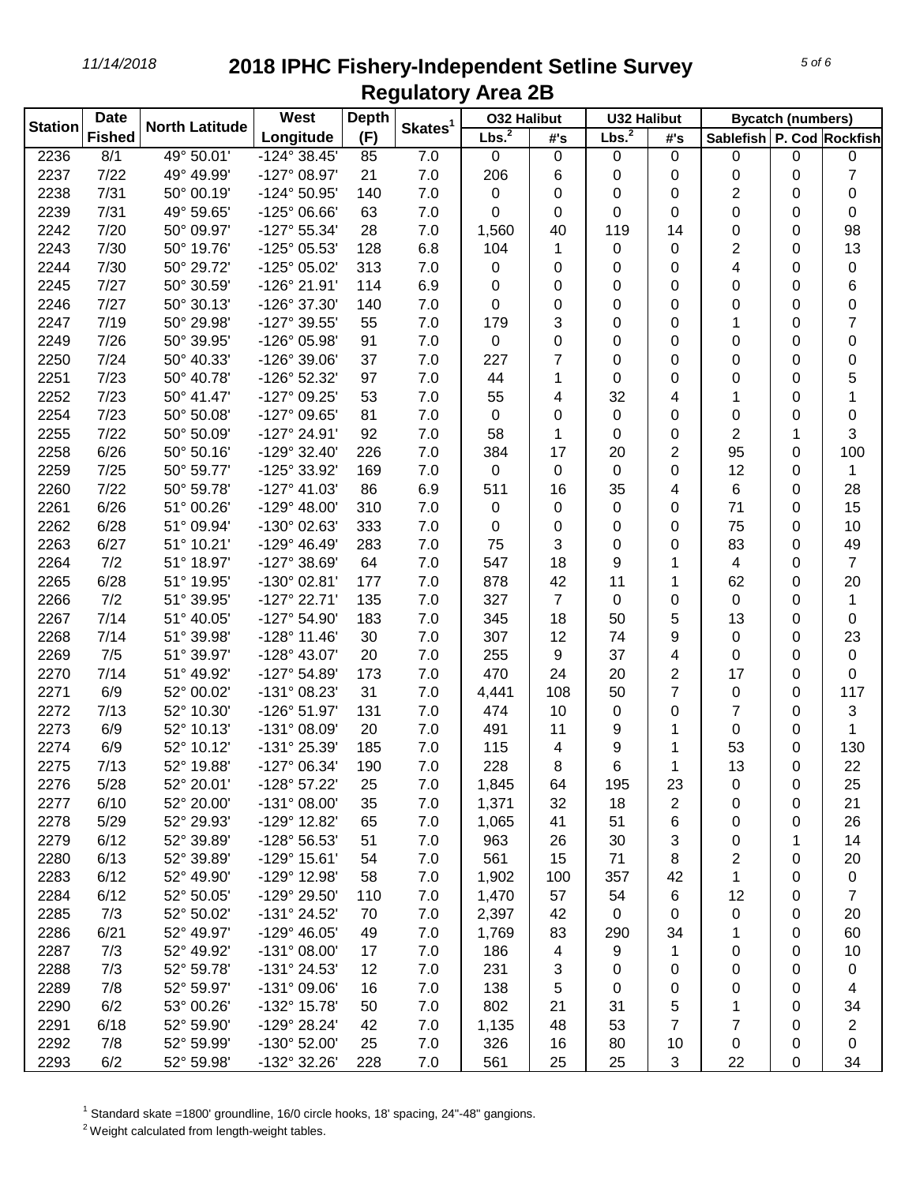# 2018 IPHC Fishery-Independent Setline Survey Regulatory Area 2B

| Station | Date Fished | North Latitude | West Longitude | Depth (F) | Skates[1] | O32 Halibut | | U32 Halibut | | Bycatch (numbers) | | |
|---|---|---|---|---|---|---|---|---|---|---|---|---|
| | | | | | | Lbs.[2] | #'s | Lbs.[2] | #'s | Sablefish | P. Cod | Rockfish |
| 2236 | 8/1 | 49° 50.01' | -124° 38.45' | 85 | 7.0 | 0 | 0 | 0 | 0 | 0 | 0 | 0 |
| 2237 | 7/22 | 49° 49.99' | -127° 08.97' | 21 | 7.0 | 206 | 6 | 0 | 0 | 0 | 0 | 7 |
| 2238 | 7/31 | 50° 00.19' | -124° 50.95' | 140 | 7.0 | 0 | 0 | 0 | 0 | 2 | 0 | 0 |
| 2239 | 7/31 | 49° 59.65' | -125° 06.66' | 63 | 7.0 | 0 | 0 | 0 | 0 | 0 | 0 | 0 |
| 2242 | 7/20 | 50° 09.97' | -127° 55.34' | 28 | 7.0 | 1,560 | 40 | 119 | 14 | 0 | 0 | 98 |
| 2243 | 7/30 | 50° 19.76' | -125° 05.53' | 128 | 6.8 | 104 | 1 | 0 | 0 | 2 | 0 | 13 |
| 2244 | 7/30 | 50° 29.72' | -125° 05.02' | 313 | 7.0 | 0 | 0 | 0 | 0 | 4 | 0 | 0 |
| 2245 | 7/27 | 50° 30.59' | -126° 21.91' | 114 | 6.9 | 0 | 0 | 0 | 0 | 0 | 0 | 6 |
| 2246 | 7/27 | 50° 30.13' | -126° 37.30' | 140 | 7.0 | 0 | 0 | 0 | 0 | 0 | 0 | 0 |
| 2247 | 7/19 | 50° 29.98' | -127° 39.55' | 55 | 7.0 | 179 | 3 | 0 | 0 | 1 | 0 | 7 |
| 2249 | 7/26 | 50° 39.95' | -126° 05.98' | 91 | 7.0 | 0 | 0 | 0 | 0 | 0 | 0 | 0 |
| 2250 | 7/24 | 50° 40.33' | -126° 39.06' | 37 | 7.0 | 227 | 7 | 0 | 0 | 0 | 0 | 0 |
| 2251 | 7/23 | 50° 40.78' | -126° 52.32' | 97 | 7.0 | 44 | 1 | 0 | 0 | 0 | 0 | 5 |
| 2252 | 7/23 | 50° 41.47' | -127° 09.25' | 53 | 7.0 | 55 | 4 | 32 | 4 | 1 | 0 | 1 |
| 2254 | 7/23 | 50° 50.08' | -127° 09.65' | 81 | 7.0 | 0 | 0 | 0 | 0 | 0 | 0 | 0 |
| 2255 | 7/22 | 50° 50.09' | -127° 24.91' | 92 | 7.0 | 58 | 1 | 0 | 0 | 2 | 1 | 3 |
| 2258 | 6/26 | 50° 50.16' | -129° 32.40' | 226 | 7.0 | 384 | 17 | 20 | 2 | 95 | 0 | 100 |
| 2259 | 7/25 | 50° 59.77' | -125° 33.92' | 169 | 7.0 | 0 | 0 | 0 | 0 | 12 | 0 | 1 |
| 2260 | 7/22 | 50° 59.78' | -127° 41.03' | 86 | 6.9 | 511 | 16 | 35 | 4 | 6 | 0 | 28 |
| 2261 | 6/26 | 51° 00.26' | -129° 48.00' | 310 | 7.0 | 0 | 0 | 0 | 0 | 71 | 0 | 15 |
| 2262 | 6/28 | 51° 09.94' | -130° 02.63' | 333 | 7.0 | 0 | 0 | 0 | 0 | 75 | 0 | 10 |
| 2263 | 6/27 | 51° 10.21' | -129° 46.49' | 283 | 7.0 | 75 | 3 | 0 | 0 | 83 | 0 | 49 |
| 2264 | 7/2 | 51° 18.97' | -127° 38.69' | 64 | 7.0 | 547 | 18 | 9 | 1 | 4 | 0 | 7 |
| 2265 | 6/28 | 51° 19.95' | -130° 02.81' | 177 | 7.0 | 878 | 42 | 11 | 1 | 62 | 0 | 20 |
| 2266 | 7/2 | 51° 39.95' | -127° 22.71' | 135 | 7.0 | 327 | 7 | 0 | 0 | 0 | 0 | 1 |
| 2267 | 7/14 | 51° 40.05' | -127° 54.90' | 183 | 7.0 | 345 | 18 | 50 | 5 | 13 | 0 | 0 |
| 2268 | 7/14 | 51° 39.98' | -128° 11.46' | 30 | 7.0 | 307 | 12 | 74 | 9 | 0 | 0 | 23 |
| 2269 | 7/5 | 51° 39.97' | -128° 43.07' | 20 | 7.0 | 255 | 9 | 37 | 4 | 0 | 0 | 0 |
| 2270 | 7/14 | 51° 49.92' | -127° 54.89' | 173 | 7.0 | 470 | 24 | 20 | 2 | 17 | 0 | 0 |
| 2271 | 6/9 | 52° 00.02' | -131° 08.23' | 31 | 7.0 | 4,441 | 108 | 50 | 7 | 0 | 0 | 117 |
| 2272 | 7/13 | 52° 10.30' | -126° 51.97' | 131 | 7.0 | 474 | 10 | 0 | 0 | 7 | 0 | 3 |
| 2273 | 6/9 | 52° 10.13' | -131° 08.09' | 20 | 7.0 | 491 | 11 | 9 | 1 | 0 | 0 | 1 |
| 2274 | 6/9 | 52° 10.12' | -131° 25.39' | 185 | 7.0 | 115 | 4 | 9 | 1 | 53 | 0 | 130 |
| 2275 | 7/13 | 52° 19.88' | -127° 06.34' | 190 | 7.0 | 228 | 8 | 6 | 1 | 13 | 0 | 22 |
| 2276 | 5/28 | 52° 20.01' | -128° 57.22' | 25 | 7.0 | 1,845 | 64 | 195 | 23 | 0 | 0 | 25 |
| 2277 | 6/10 | 52° 20.00' | -131° 08.00' | 35 | 7.0 | 1,371 | 32 | 18 | 2 | 0 | 0 | 21 |
| 2278 | 5/29 | 52° 29.93' | -129° 12.82' | 65 | 7.0 | 1,065 | 41 | 51 | 6 | 0 | 0 | 26 |
| 2279 | 6/12 | 52° 39.89' | -128° 56.53' | 51 | 7.0 | 963 | 26 | 30 | 3 | 0 | 1 | 14 |
| 2280 | 6/13 | 52° 39.89' | -129° 15.61' | 54 | 7.0 | 561 | 15 | 71 | 8 | 2 | 0 | 20 |
| 2283 | 6/12 | 52° 49.90' | -129° 12.98' | 58 | 7.0 | 1,902 | 100 | 357 | 42 | 1 | 0 | 0 |
| 2284 | 6/12 | 52° 50.05' | -129° 29.50' | 110 | 7.0 | 1,470 | 57 | 54 | 6 | 12 | 0 | 7 |
| 2285 | 7/3 | 52° 50.02' | -131° 24.52' | 70 | 7.0 | 2,397 | 42 | 0 | 0 | 0 | 0 | 20 |
| 2286 | 6/21 | 52° 49.97' | -129° 46.05' | 49 | 7.0 | 1,769 | 83 | 290 | 34 | 1 | 0 | 60 |
| 2287 | 7/3 | 52° 49.92' | -131° 08.00' | 17 | 7.0 | 186 | 4 | 9 | 1 | 0 | 0 | 10 |
| 2288 | 7/3 | 52° 59.78' | -131° 24.53' | 12 | 7.0 | 231 | 3 | 0 | 0 | 0 | 0 | 0 |
| 2289 | 7/8 | 52° 59.97' | -131° 09.06' | 16 | 7.0 | 138 | 5 | 0 | 0 | 0 | 0 | 4 |
| 2290 | 6/2 | 53° 00.26' | -132° 15.78' | 50 | 7.0 | 802 | 21 | 31 | 5 | 1 | 0 | 34 |
| 2291 | 6/18 | 52° 59.90' | -129° 28.24' | 42 | 7.0 | 1,135 | 48 | 53 | 7 | 7 | 0 | 2 |
| 2292 | 7/8 | 52° 59.99' | -130° 52.00' | 25 | 7.0 | 326 | 16 | 80 | 10 | 0 | 0 | 0 |
| 2293 | 6/2 | 52° 59.98' | -132° 32.26' | 228 | 7.0 | 561 | 25 | 25 | 3 | 22 | 0 | 34 |

[1] Standard skate =1800' groundline, 16/0 circle hooks, 18' spacing, 24"-48" gangions.

[2] Weight calculated from length-weight tables.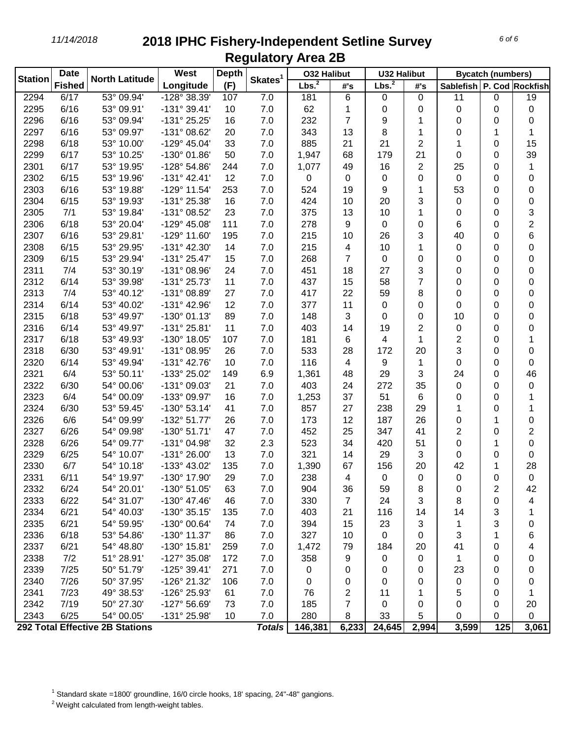# 2018 IPHC Fishery-Independent Setline Survey
## Regulatory Area 2B

| Station | Date Fished | North Latitude | West Longitude | Depth (F) | Skates[1] | O32 Halibut Lbs.[2] | O32 Halibut #'s | U32 Halibut Lbs.[2] | U32 Halibut #'s | Bycatch (numbers) Sablefish | P. Cod | Rockfish |
|---|---|---|---|---|---|---|---|---|---|---|---|---|
| 2294 | 6/17 | 53° 09.94' | -128° 38.39' | 107 | 7.0 | 181 | 6 | 0 | 0 | 11 | 0 | 19 |
| 2295 | 6/16 | 53° 09.91' | -131° 39.41' | 10 | 7.0 | 62 | 1 | 0 | 0 | 0 | 0 | 0 |
| 2296 | 6/16 | 53° 09.94' | -131° 25.25' | 16 | 7.0 | 232 | 7 | 9 | 1 | 0 | 0 | 0 |
| 2297 | 6/16 | 53° 09.97' | -131° 08.62' | 20 | 7.0 | 343 | 13 | 8 | 1 | 0 | 1 | 1 |
| 2298 | 6/18 | 53° 10.00' | -129° 45.04' | 33 | 7.0 | 885 | 21 | 21 | 2 | 1 | 0 | 15 |
| 2299 | 6/17 | 53° 10.25' | -130° 01.86' | 50 | 7.0 | 1,947 | 68 | 179 | 21 | 0 | 0 | 39 |
| 2301 | 6/17 | 53° 19.95' | -128° 54.86' | 244 | 7.0 | 1,077 | 49 | 16 | 2 | 25 | 0 | 1 |
| 2302 | 6/15 | 53° 19.96' | -131° 42.41' | 12 | 7.0 | 0 | 0 | 0 | 0 | 0 | 0 | 0 |
| 2303 | 6/16 | 53° 19.88' | -129° 11.54' | 253 | 7.0 | 524 | 19 | 9 | 1 | 53 | 0 | 0 |
| 2304 | 6/15 | 53° 19.93' | -131° 25.38' | 16 | 7.0 | 424 | 10 | 20 | 3 | 0 | 0 | 0 |
| 2305 | 7/1 | 53° 19.84' | -131° 08.52' | 23 | 7.0 | 375 | 13 | 10 | 1 | 0 | 0 | 3 |
| 2306 | 6/18 | 53° 20.04' | -129° 45.08' | 111 | 7.0 | 278 | 9 | 0 | 0 | 6 | 0 | 2 |
| 2307 | 6/16 | 53° 29.81' | -129° 11.60' | 195 | 7.0 | 215 | 10 | 26 | 3 | 40 | 0 | 6 |
| 2308 | 6/15 | 53° 29.95' | -131° 42.30' | 14 | 7.0 | 215 | 4 | 10 | 1 | 0 | 0 | 0 |
| 2309 | 6/15 | 53° 29.94' | -131° 25.47' | 15 | 7.0 | 268 | 7 | 0 | 0 | 0 | 0 | 0 |
| 2311 | 7/4 | 53° 30.19' | -131° 08.96' | 24 | 7.0 | 451 | 18 | 27 | 3 | 0 | 0 | 0 |
| 2312 | 6/14 | 53° 39.98' | -131° 25.73' | 11 | 7.0 | 437 | 15 | 58 | 7 | 0 | 0 | 0 |
| 2313 | 7/4 | 53° 40.12' | -131° 08.89' | 27 | 7.0 | 417 | 22 | 59 | 8 | 0 | 0 | 0 |
| 2314 | 6/14 | 53° 40.02' | -131° 42.96' | 12 | 7.0 | 377 | 11 | 0 | 0 | 0 | 0 | 0 |
| 2315 | 6/18 | 53° 49.97' | -130° 01.13' | 89 | 7.0 | 148 | 3 | 0 | 0 | 10 | 0 | 0 |
| 2316 | 6/14 | 53° 49.97' | -131° 25.81' | 11 | 7.0 | 403 | 14 | 19 | 2 | 0 | 0 | 0 |
| 2317 | 6/18 | 53° 49.93' | -130° 18.05' | 107 | 7.0 | 181 | 6 | 4 | 1 | 2 | 0 | 1 |
| 2318 | 6/30 | 53° 49.91' | -131° 08.95' | 26 | 7.0 | 533 | 28 | 172 | 20 | 3 | 0 | 0 |
| 2320 | 6/14 | 53° 49.94' | -131° 42.76' | 10 | 7.0 | 116 | 4 | 9 | 1 | 0 | 0 | 0 |
| 2321 | 6/4 | 53° 50.11' | -133° 25.02' | 149 | 6.9 | 1,361 | 48 | 29 | 3 | 24 | 0 | 46 |
| 2322 | 6/30 | 54° 00.06' | -131° 09.03' | 21 | 7.0 | 403 | 24 | 272 | 35 | 0 | 0 | 0 |
| 2323 | 6/4 | 54° 00.09' | -133° 09.97' | 16 | 7.0 | 1,253 | 37 | 51 | 6 | 0 | 0 | 1 |
| 2324 | 6/30 | 53° 59.45' | -130° 53.14' | 41 | 7.0 | 857 | 27 | 238 | 29 | 1 | 0 | 1 |
| 2326 | 6/6 | 54° 09.99' | -132° 51.77' | 26 | 7.0 | 173 | 12 | 187 | 26 | 0 | 1 | 0 |
| 2327 | 6/26 | 54° 09.98' | -130° 51.71' | 47 | 7.0 | 452 | 25 | 347 | 41 | 2 | 0 | 2 |
| 2328 | 6/26 | 54° 09.77' | -131° 04.98' | 32 | 2.3 | 523 | 34 | 420 | 51 | 0 | 1 | 0 |
| 2329 | 6/25 | 54° 10.07' | -131° 26.00' | 13 | 7.0 | 321 | 14 | 29 | 3 | 0 | 0 | 0 |
| 2330 | 6/7 | 54° 10.18' | -133° 43.02' | 135 | 7.0 | 1,390 | 67 | 156 | 20 | 42 | 1 | 28 |
| 2331 | 6/11 | 54° 19.97' | -130° 17.90' | 29 | 7.0 | 238 | 4 | 0 | 0 | 0 | 0 | 0 |
| 2332 | 6/24 | 54° 20.01' | -130° 51.05' | 63 | 7.0 | 904 | 36 | 59 | 8 | 0 | 2 | 42 |
| 2333 | 6/22 | 54° 31.07' | -130° 47.46' | 46 | 7.0 | 330 | 7 | 24 | 3 | 8 | 0 | 4 |
| 2334 | 6/21 | 54° 40.03' | -130° 35.15' | 135 | 7.0 | 403 | 21 | 116 | 14 | 14 | 3 | 1 |
| 2335 | 6/21 | 54° 59.95' | -130° 00.64' | 74 | 7.0 | 394 | 15 | 23 | 3 | 1 | 3 | 0 |
| 2336 | 6/18 | 53° 54.86' | -130° 11.37' | 86 | 7.0 | 327 | 10 | 0 | 0 | 3 | 1 | 6 |
| 2337 | 6/21 | 54° 48.80' | -130° 15.81' | 259 | 7.0 | 1,472 | 79 | 184 | 20 | 41 | 0 | 4 |
| 2338 | 7/2 | 51° 28.91' | -127° 35.08' | 172 | 7.0 | 358 | 9 | 0 | 0 | 1 | 0 | 0 |
| 2339 | 7/25 | 50° 51.79' | -125° 39.41' | 271 | 7.0 | 0 | 0 | 0 | 0 | 23 | 0 | 0 |
| 2340 | 7/26 | 50° 37.95' | -126° 21.32' | 106 | 7.0 | 0 | 0 | 0 | 0 | 0 | 0 | 0 |
| 2341 | 7/23 | 49° 38.53' | -126° 25.93' | 61 | 7.0 | 76 | 2 | 11 | 1 | 5 | 0 | 1 |
| 2342 | 7/19 | 50° 27.30' | -127° 56.69' | 73 | 7.0 | 185 | 7 | 0 | 0 | 0 | 0 | 20 |
| 2343 | 6/25 | 54° 00.05' | -131° 25.98' | 10 | 7.0 | 280 | 8 | 33 | 5 | 0 | 0 | 0 |
| **292 Total Effective 2B Stations** | | | | | ***Totals*** | **146,381** | **6,233** | **24,645** | **2,994** | **3,599** | **125** | **3,061** |

[1] Standard skate =1800' groundline, 16/0 circle hooks, 18' spacing, 24"-48" gangions.

[2] Weight calculated from length-weight tables.